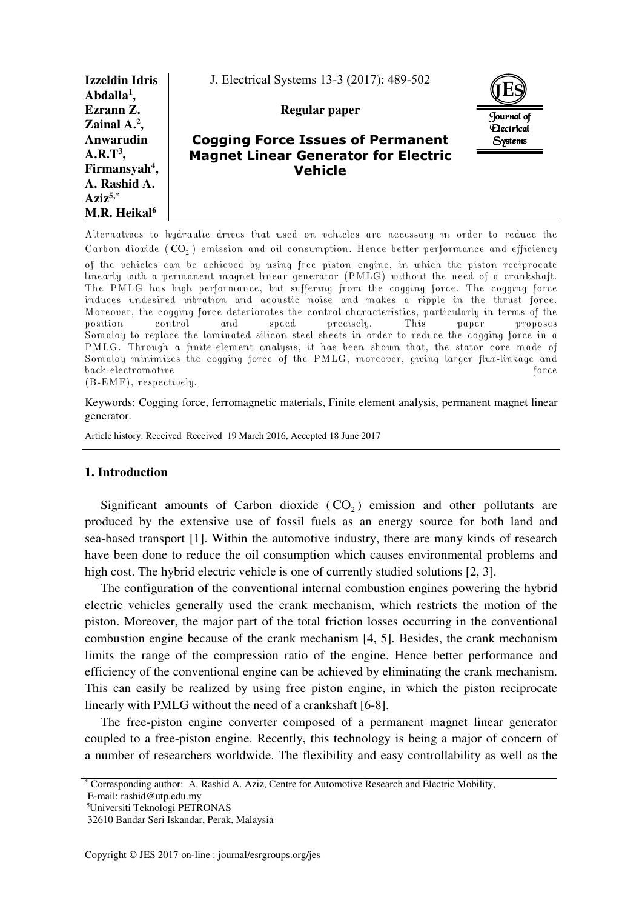**Izzeldin Idris Abdalla[1], Ezrann Z. Zainal A.[2], Anwarudin A.R.T[3], Firmansyah[4], A. Rashid A. Aziz[5,*], M.R. Heikal[6]**

Regular paper

# Cogging Force Issues of Permanent Magnet Linear Generator for Electric Vehicle

*Alternatives to hydraulic drives that used on vehicles are necessary in order to reduce the Carbon dioxide ($CO_2$) emission and oil consumption. Hence better performance and efficiency of the vehicles can be achieved by using free piston engine, in which the piston reciprocate linearly with a permanent magnet linear generator (PMLG) without the need of a crankshaft. The PMLG has high performance, but suffering from the cogging force. The cogging force induces undesired vibration and acoustic noise and makes a ripple in the thrust force. Moreover, the cogging force deteriorates the control characteristics, particularly in terms of the position control and speed precisely. This paper proposes Somaloy to replace the laminated silicon steel sheets in order to reduce the cogging force in a PMLG. Through a finite-element analysis, it has been shown that, the stator core made of Somaloy minimizes the cogging force of the PMLG, moreover, giving larger flux-linkage and back-electromotive force (B-EMF), respectively.*

Keywords: Cogging force, ferromagnetic materials, Finite element analysis, permanent magnet linear generator.

Article history: Received Received 19 March 2016, Accepted 18 June 2017

## 1. Introduction

Significant amounts of Carbon dioxide ($CO_2$) emission and other pollutants are produced by the extensive use of fossil fuels as an energy source for both land and sea-based transport [1]. Within the automotive industry, there are many kinds of research have been done to reduce the oil consumption which causes environmental problems and high cost. The hybrid electric vehicle is one of currently studied solutions [2, 3].

The configuration of the conventional internal combustion engines powering the hybrid electric vehicles generally used the crank mechanism, which restricts the motion of the piston. Moreover, the major part of the total friction losses occurring in the conventional combustion engine because of the crank mechanism [4, 5]. Besides, the crank mechanism limits the range of the compression ratio of the engine. Hence better performance and efficiency of the conventional engine can be achieved by eliminating the crank mechanism. This can easily be realized by using free piston engine, in which the piston reciprocate linearly with PMLG without the need of a crankshaft [6-8].

The free-piston engine converter composed of a permanent magnet linear generator coupled to a free-piston engine. Recently, this technology is being a major of concern of a number of researchers worldwide. The flexibility and easy controllability as well as the

[*] Corresponding author: A. Rashid A. Aziz, Centre for Automotive Research and Electric Mobility, E-mail: rashid@utp.edu.my

[5]Universiti Teknologi PETRONAS

32610 Bandar Seri Iskandar, Perak, Malaysia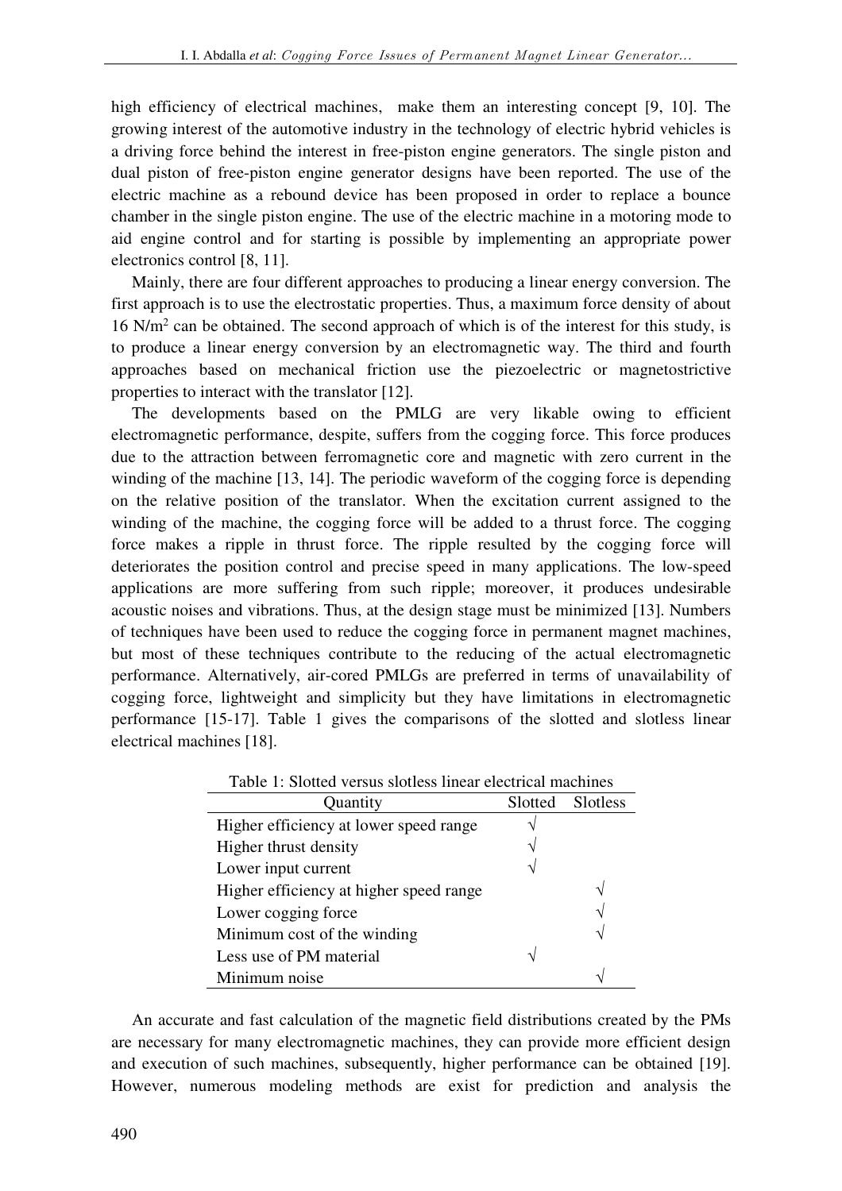high efficiency of electrical machines, make them an interesting concept [9, 10]. The growing interest of the automotive industry in the technology of electric hybrid vehicles is a driving force behind the interest in free-piston engine generators. The single piston and dual piston of free-piston engine generator designs have been reported. The use of the electric machine as a rebound device has been proposed in order to replace a bounce chamber in the single piston engine. The use of the electric machine in a motoring mode to aid engine control and for starting is possible by implementing an appropriate power electronics control [8, 11].

Mainly, there are four different approaches to producing a linear energy conversion. The first approach is to use the electrostatic properties. Thus, a maximum force density of about 16 N/m$^2$ can be obtained. The second approach of which is of the interest for this study, is to produce a linear energy conversion by an electromagnetic way. The third and fourth approaches based on mechanical friction use the piezoelectric or magnetostrictive properties to interact with the translator [12].

The developments based on the PMLG are very likable owing to efficient electromagnetic performance, despite, suffers from the cogging force. This force produces due to the attraction between ferromagnetic core and magnetic with zero current in the winding of the machine [13, 14]. The periodic waveform of the cogging force is depending on the relative position of the translator. When the excitation current assigned to the winding of the machine, the cogging force will be added to a thrust force. The cogging force makes a ripple in thrust force. The ripple resulted by the cogging force will deteriorates the position control and precise speed in many applications. The low-speed applications are more suffering from such ripple; moreover, it produces undesirable acoustic noises and vibrations. Thus, at the design stage must be minimized [13]. Numbers of techniques have been used to reduce the cogging force in permanent magnet machines, but most of these techniques contribute to the reducing of the actual electromagnetic performance. Alternatively, air-cored PMLGs are preferred in terms of unavailability of cogging force, lightweight and simplicity but they have limitations in electromagnetic performance [15-17]. Table 1 gives the comparisons of the slotted and slotless linear electrical machines [18].

Table 1: Slotted versus slotless linear electrical machines

| Quantity | Slotted | Slotless |
|---|---|---|
| Higher efficiency at lower speed range | √ | |
| Higher thrust density | √ | |
| Lower input current | √ | |
| Higher efficiency at higher speed range | | √ |
| Lower cogging force | | √ |
| Minimum cost of the winding | | √ |
| Less use of PM material | √ | |
| Minimum noise | | √ |

An accurate and fast calculation of the magnetic field distributions created by the PMs are necessary for many electromagnetic machines, they can provide more efficient design and execution of such machines, subsequently, higher performance can be obtained [19]. However, numerous modeling methods are exist for prediction and analysis the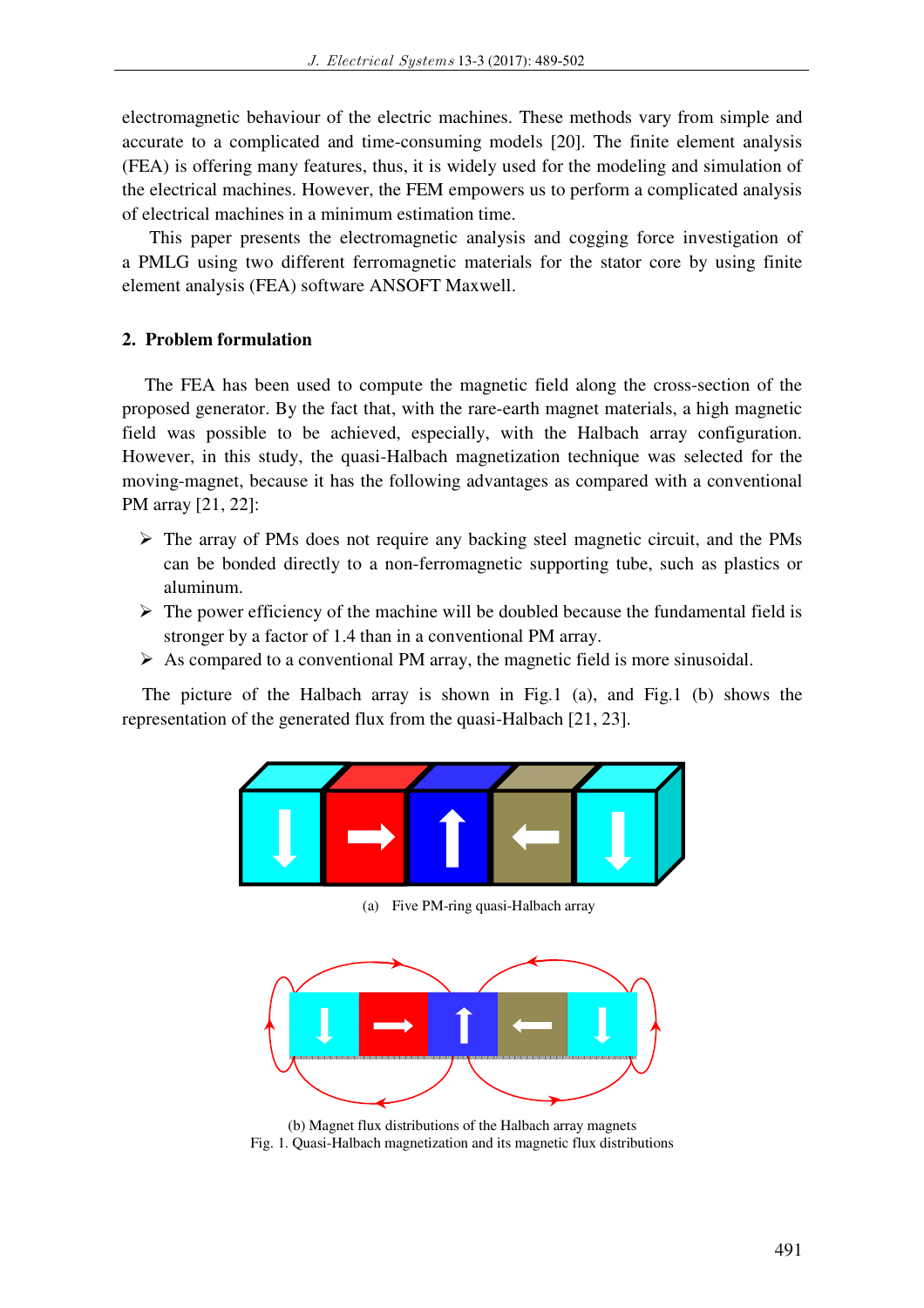electromagnetic behaviour of the electric machines. These methods vary from simple and accurate to a complicated and time-consuming models [20]. The finite element analysis (FEA) is offering many features, thus, it is widely used for the modeling and simulation of the electrical machines. However, the FEM empowers us to perform a complicated analysis of electrical machines in a minimum estimation time.

This paper presents the electromagnetic analysis and cogging force investigation of a PMLG using two different ferromagnetic materials for the stator core by using finite element analysis (FEA) software ANSOFT Maxwell.

## 2. Problem formulation

The FEA has been used to compute the magnetic field along the cross-section of the proposed generator. By the fact that, with the rare-earth magnet materials, a high magnetic field was possible to be achieved, especially, with the Halbach array configuration. However, in this study, the quasi-Halbach magnetization technique was selected for the moving-magnet, because it has the following advantages as compared with a conventional PM array [21, 22]:

- The array of PMs does not require any backing steel magnetic circuit, and the PMs can be bonded directly to a non-ferromagnetic supporting tube, such as plastics or aluminum.
- The power efficiency of the machine will be doubled because the fundamental field is stronger by a factor of 1.4 than in a conventional PM array.
- As compared to a conventional PM array, the magnetic field is more sinusoidal.

The picture of the Halbach array is shown in Fig.1 (a), and Fig.1 (b) shows the representation of the generated flux from the quasi-Halbach [21, 23].

(a) Five PM-ring quasi-Halbach array

(b) Magnet flux distributions of the Halbach array magnets

Fig. 1. Quasi-Halbach magnetization and its magnetic flux distributions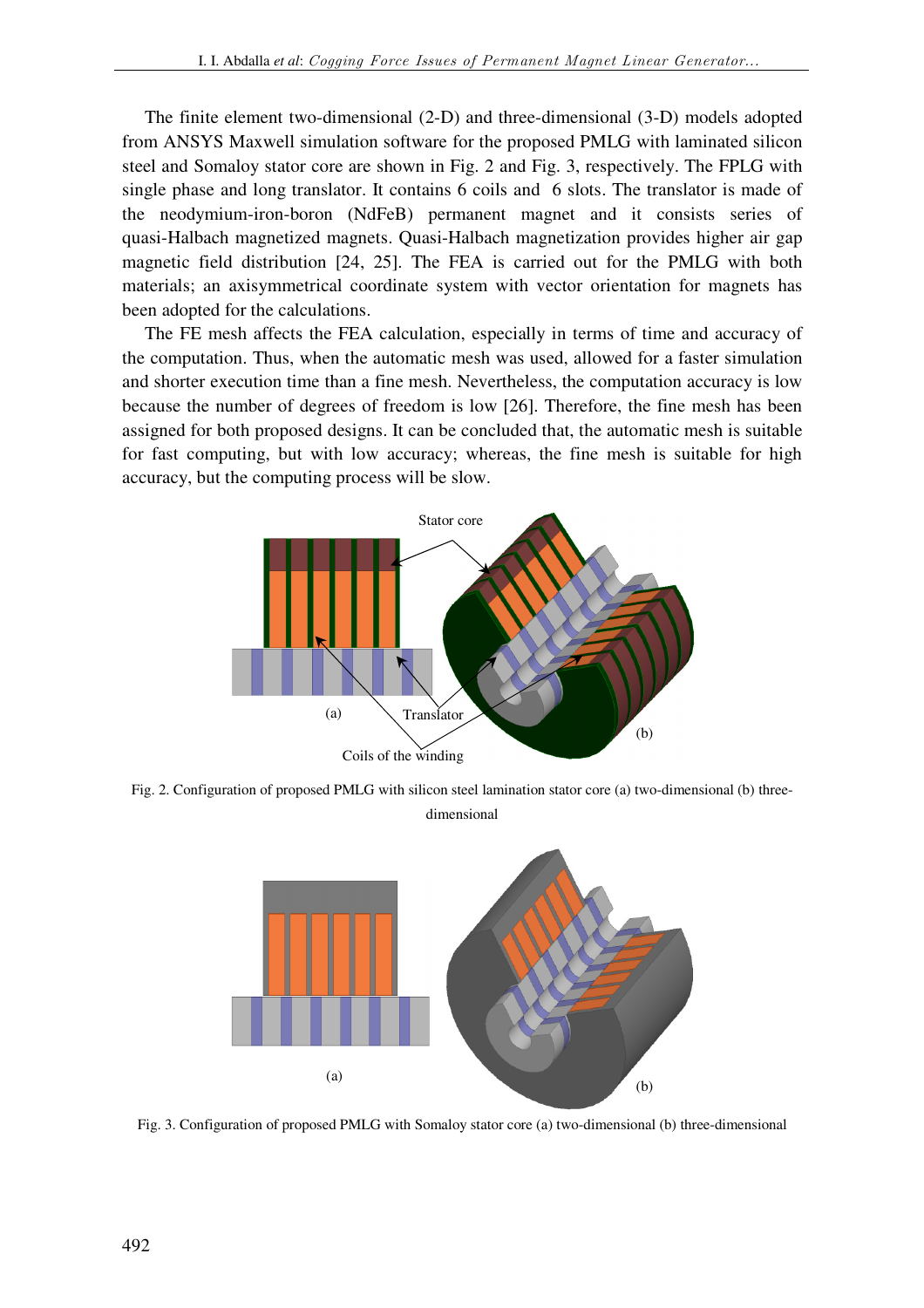The finite element two-dimensional (2-D) and three-dimensional (3-D) models adopted from ANSYS Maxwell simulation software for the proposed PMLG with laminated silicon steel and Somaloy stator core are shown in Fig. 2 and Fig. 3, respectively. The FPLG with single phase and long translator. It contains 6 coils and 6 slots. The translator is made of the neodymium-iron-boron (NdFeB) permanent magnet and it consists series of quasi-Halbach magnetized magnets. Quasi-Halbach magnetization provides higher air gap magnetic field distribution [24, 25]. The FEA is carried out for the PMLG with both materials; an axisymmetrical coordinate system with vector orientation for magnets has been adopted for the calculations.

The FE mesh affects the FEA calculation, especially in terms of time and accuracy of the computation. Thus, when the automatic mesh was used, allowed for a faster simulation and shorter execution time than a fine mesh. Nevertheless, the computation accuracy is low because the number of degrees of freedom is low [26]. Therefore, the fine mesh has been assigned for both proposed designs. It can be concluded that, the automatic mesh is suitable for fast computing, but with low accuracy; whereas, the fine mesh is suitable for high accuracy, but the computing process will be slow.

Fig. 2. Configuration of proposed PMLG with silicon steel lamination stator core (a) two-dimensional (b) three-dimensional

Fig. 3. Configuration of proposed PMLG with Somaloy stator core (a) two-dimensional (b) three-dimensional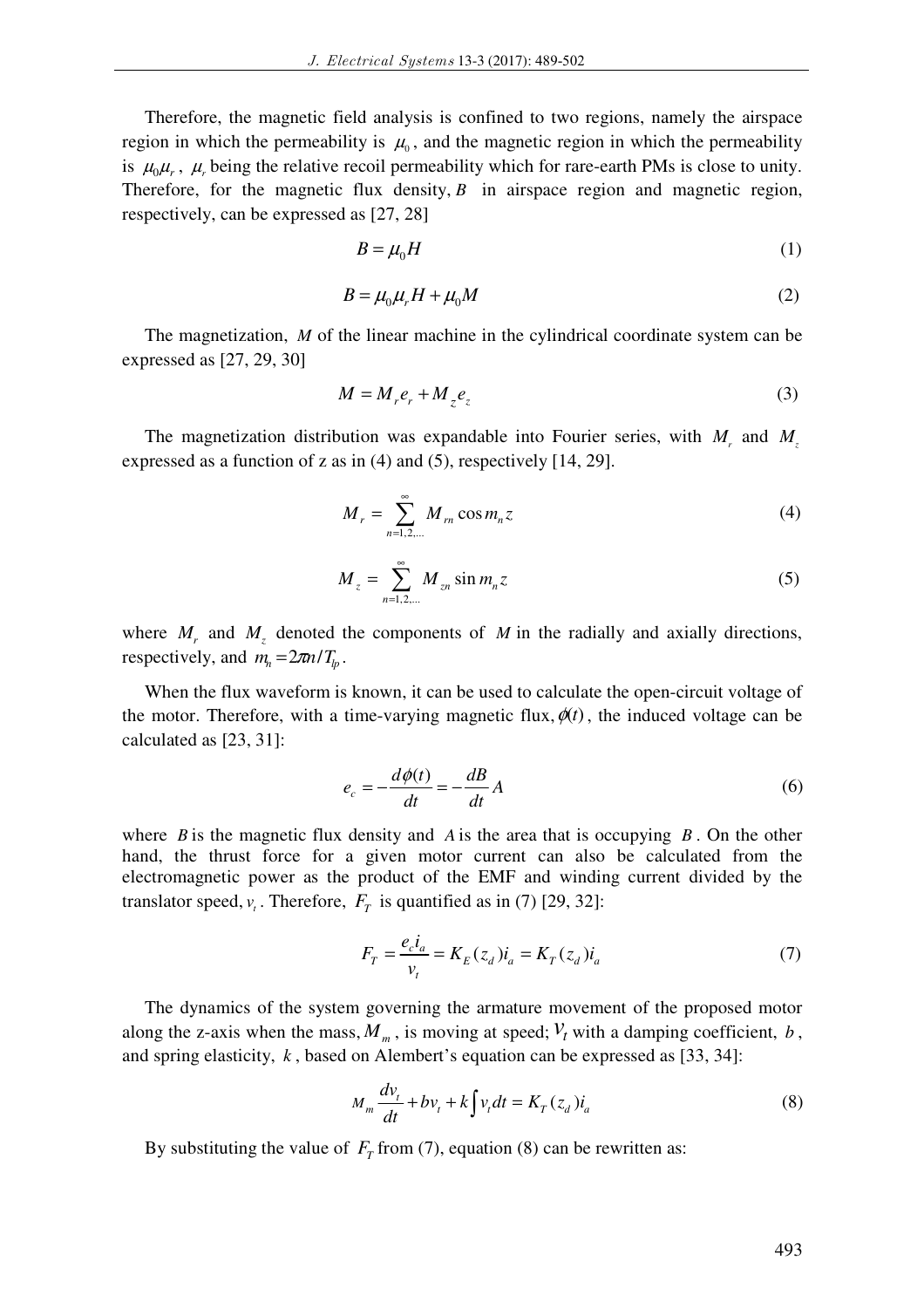Therefore, the magnetic field analysis is confined to two regions, namely the airspace region in which the permeability is $\mu_0$, and the magnetic region in which the permeability is $\mu_0\mu_r$, $\mu_r$ being the relative recoil permeability which for rare-earth PMs is close to unity. Therefore, for the magnetic flux density, $B$ in airspace region and magnetic region, respectively, can be expressed as [27, 28]

$$B = \mu_0 H \tag{1}$$

$$B = \mu_0 \mu_r H + \mu_0 M \tag{2}$$

The magnetization, $M$ of the linear machine in the cylindrical coordinate system can be expressed as [27, 29, 30]

$$M = M_r e_r + M_z e_z \tag{3}$$

The magnetization distribution was expandable into Fourier series, with $M_r$ and $M_z$ expressed as a function of z as in (4) and (5), respectively [14, 29].

$$M_r = \sum_{n=1,2,...}^{\infty} M_{rn} \cos m_n z \tag{4}$$

$$M_z = \sum_{n=1,2,...}^{\infty} M_{zn} \sin m_n z \tag{5}$$

where $M_r$ and $M_z$ denoted the components of $M$ in the radially and axially directions, respectively, and $m_n = 2\pi n / T_{lp}$.

When the flux waveform is known, it can be used to calculate the open-circuit voltage of the motor. Therefore, with a time-varying magnetic flux, $\phi(t)$, the induced voltage can be calculated as [23, 31]:

$$e_c = -\frac{d\phi(t)}{dt} = -\frac{dB}{dt}A \tag{6}$$

where $B$ is the magnetic flux density and $A$ is the area that is occupying $B$. On the other hand, the thrust force for a given motor current can also be calculated from the electromagnetic power as the product of the EMF and winding current divided by the translator speed, $v_t$. Therefore, $F_T$ is quantified as in (7) [29, 32]:

$$F_T = \frac{e_c i_a}{v_t} = K_E(z_d) i_a = K_T(z_d) i_a \tag{7}$$

The dynamics of the system governing the armature movement of the proposed motor along the z-axis when the mass, $M_m$, is moving at speed; $v_t$ with a damping coefficient, $b$, and spring elasticity, $k$, based on Alembert's equation can be expressed as [33, 34]:

$$M_m \frac{dv_t}{dt} + b v_t + k \int v_t dt = K_T(z_d) i_a \tag{8}$$

By substituting the value of $F_T$ from (7), equation (8) can be rewritten as: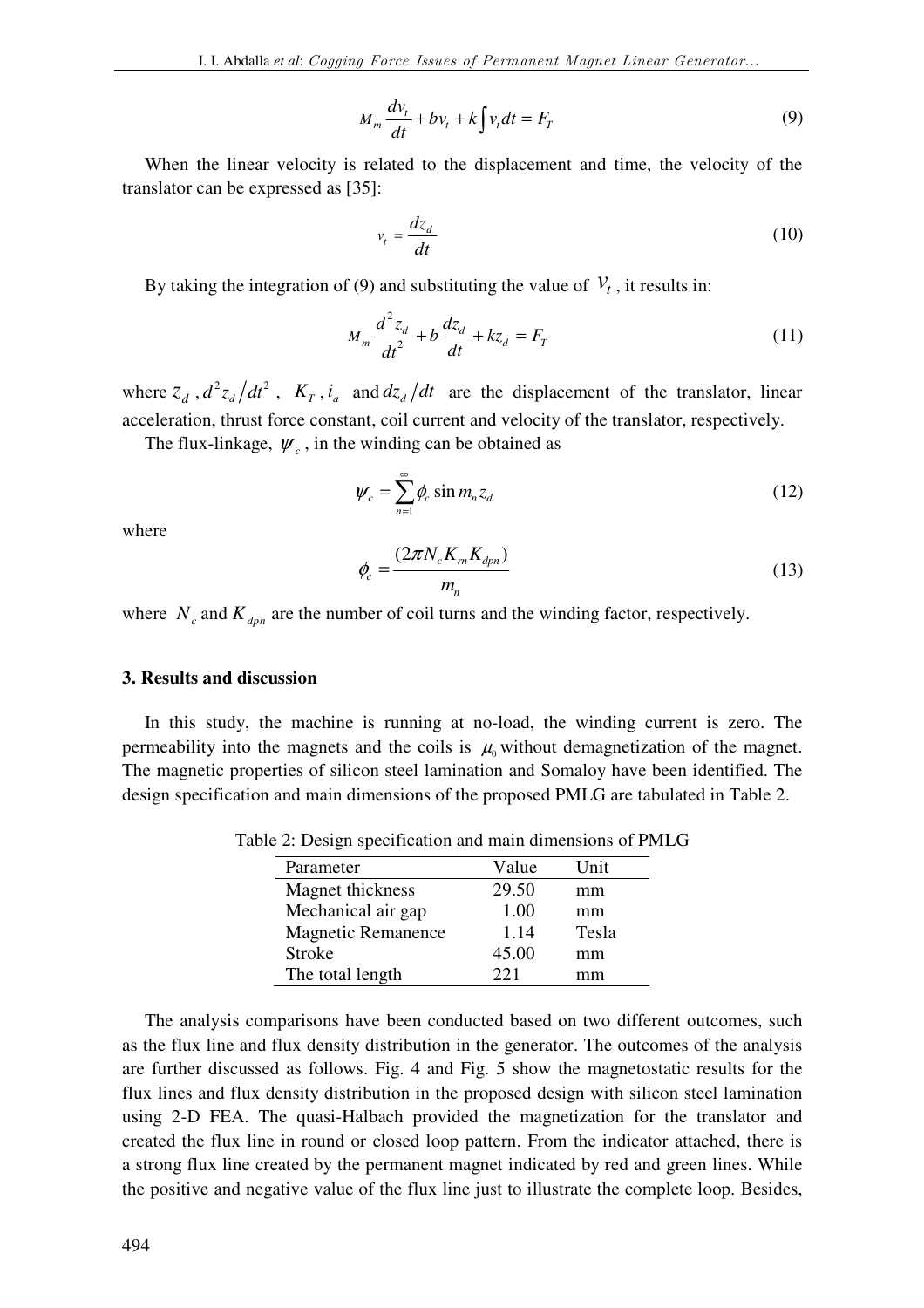$$M_m \frac{dv_t}{dt} + bv_t + k\int v_t dt = F_T \tag{9}$$

When the linear velocity is related to the displacement and time, the velocity of the translator can be expressed as [35]:

$$v_t = \frac{dz_d}{dt} \tag{10}$$

By taking the integration of (9) and substituting the value of $v_t$, it results in:

$$M_m \frac{d^2 z_d}{dt^2} + b\frac{dz_d}{dt} + kz_d = F_T \tag{11}$$

where $z_d$, $d^2z_d/dt^2$, $K_T$, $i_a$ and $dz_d/dt$ are the displacement of the translator, linear acceleration, thrust force constant, coil current and velocity of the translator, respectively.

The flux-linkage, $\psi_c$, in the winding can be obtained as

$$\psi_c = \sum_{n=1}^{\infty} \phi_c \sin m_n z_d \tag{12}$$

where

$$\phi_c = \frac{(2\pi N_c K_{rn} K_{dpn})}{m_n} \tag{13}$$

where $N_c$ and $K_{dpn}$ are the number of coil turns and the winding factor, respectively.

## 3. Results and discussion

In this study, the machine is running at no-load, the winding current is zero. The permeability into the magnets and the coils is $\mu_0$ without demagnetization of the magnet. The magnetic properties of silicon steel lamination and Somaloy have been identified. The design specification and main dimensions of the proposed PMLG are tabulated in Table 2.

Table 2: Design specification and main dimensions of PMLG

| Parameter | Value | Unit |
|---|---|---|
| Magnet thickness | 29.50 | mm |
| Mechanical air gap | 1.00 | mm |
| Magnetic Remanence | 1.14 | Tesla |
| Stroke | 45.00 | mm |
| The total length | 221 | mm |

The analysis comparisons have been conducted based on two different outcomes, such as the flux line and flux density distribution in the generator. The outcomes of the analysis are further discussed as follows. Fig. 4 and Fig. 5 show the magnetostatic results for the flux lines and flux density distribution in the proposed design with silicon steel lamination using 2-D FEA. The quasi-Halbach provided the magnetization for the translator and created the flux line in round or closed loop pattern. From the indicator attached, there is a strong flux line created by the permanent magnet indicated by red and green lines. While the positive and negative value of the flux line just to illustrate the complete loop. Besides,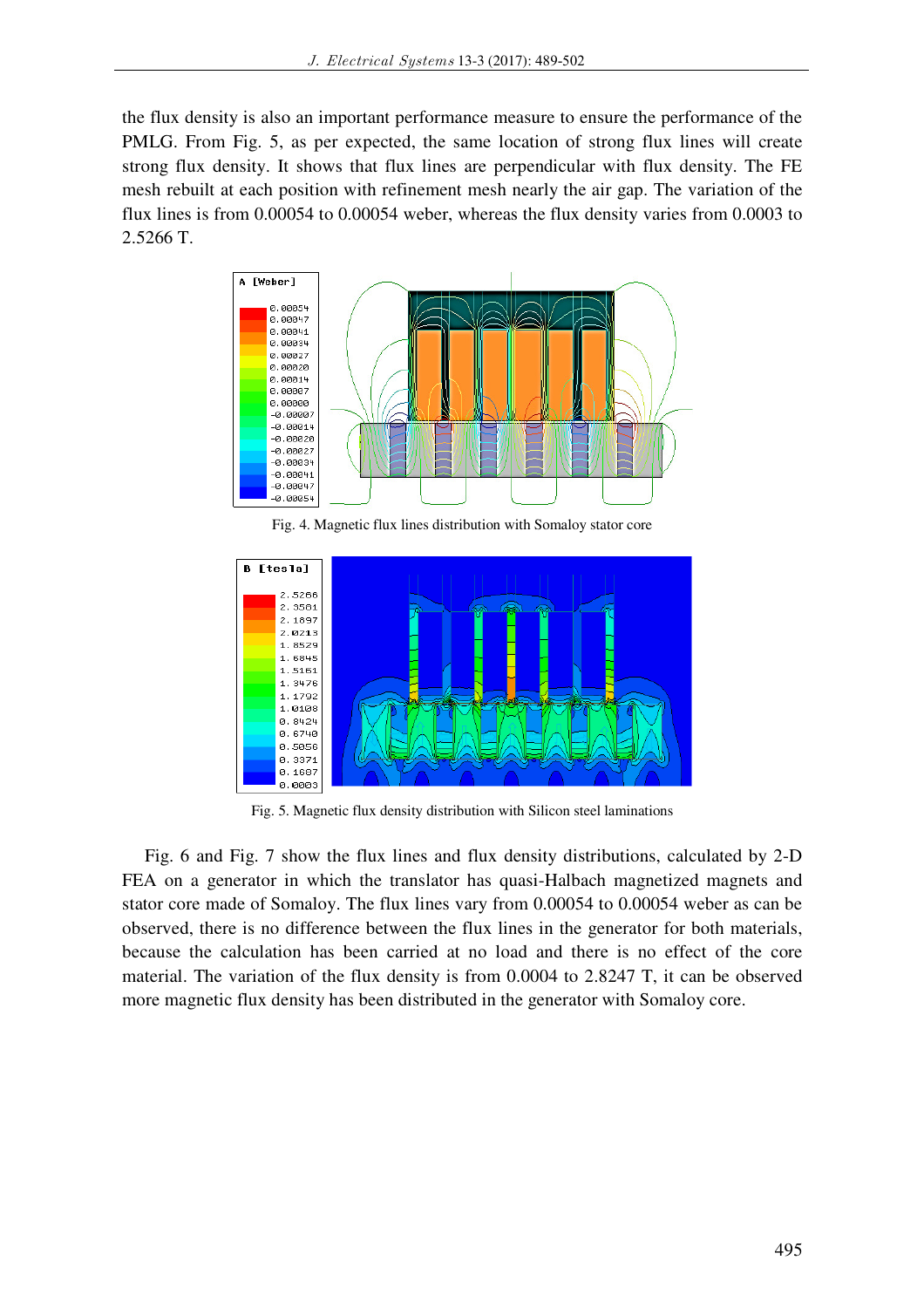the flux density is also an important performance measure to ensure the performance of the PMLG. From Fig. 5, as per expected, the same location of strong flux lines will create strong flux density. It shows that flux lines are perpendicular with flux density. The FE mesh rebuilt at each position with refinement mesh nearly the air gap. The variation of the flux lines is from 0.00054 to 0.00054 weber, whereas the flux density varies from 0.0003 to 2.5266 T.

Fig. 4. Magnetic flux lines distribution with Somaloy stator core

Fig. 5. Magnetic flux density distribution with Silicon steel laminations

Fig. 6 and Fig. 7 show the flux lines and flux density distributions, calculated by 2-D FEA on a generator in which the translator has quasi-Halbach magnetized magnets and stator core made of Somaloy. The flux lines vary from 0.00054 to 0.00054 weber as can be observed, there is no difference between the flux lines in the generator for both materials, because the calculation has been carried at no load and there is no effect of the core material. The variation of the flux density is from 0.0004 to 2.8247 T, it can be observed more magnetic flux density has been distributed in the generator with Somaloy core.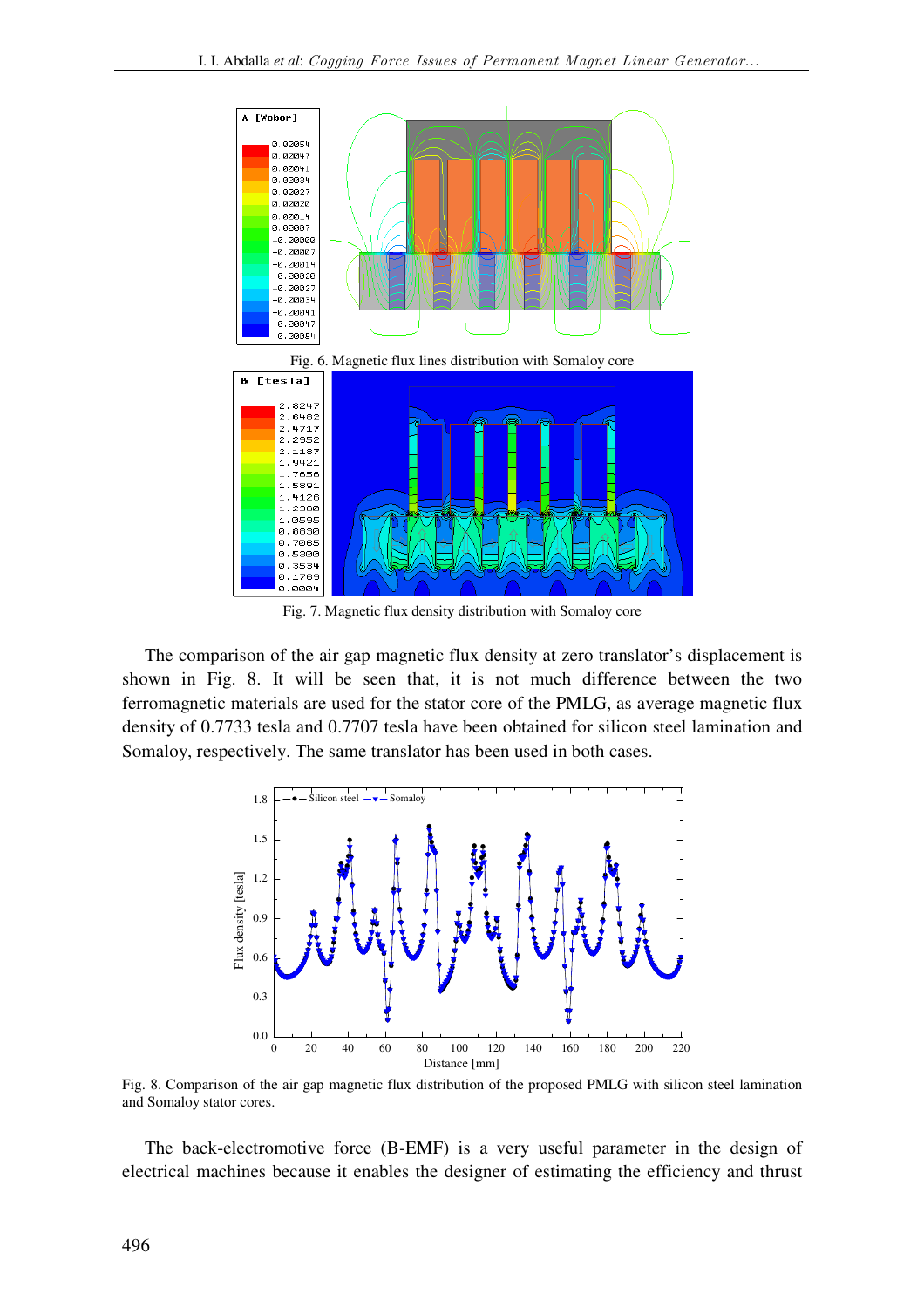Fig. 6. Magnetic flux lines distribution with Somaloy core

Fig. 7. Magnetic flux density distribution with Somaloy core

The comparison of the air gap magnetic flux density at zero translator's displacement is shown in Fig. 8. It will be seen that, it is not much difference between the two ferromagnetic materials are used for the stator core of the PMLG, as average magnetic flux density of 0.7733 tesla and 0.7707 tesla have been obtained for silicon steel lamination and Somaloy, respectively. The same translator has been used in both cases.

Fig. 8. Comparison of the air gap magnetic flux distribution of the proposed PMLG with silicon steel lamination and Somaloy stator cores.

The back-electromotive force (B-EMF) is a very useful parameter in the design of electrical machines because it enables the designer of estimating the efficiency and thrust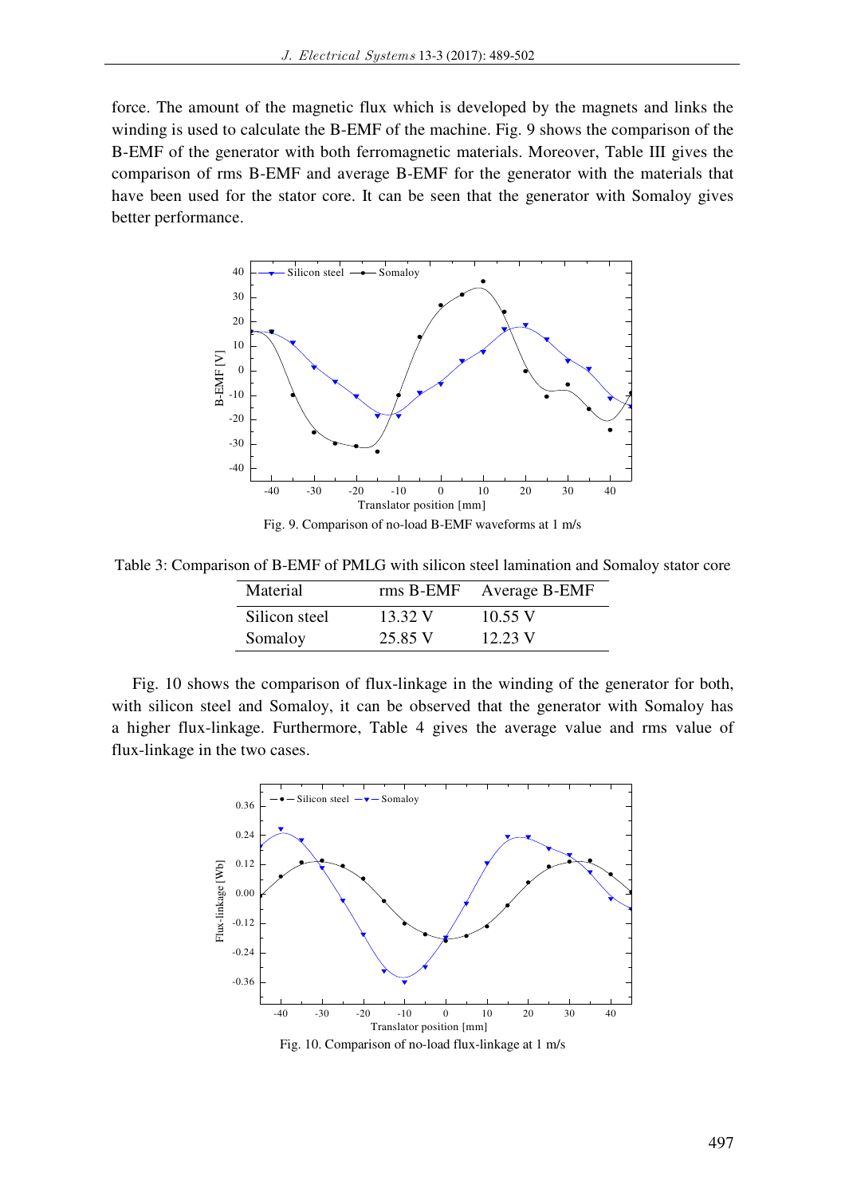force. The amount of the magnetic flux which is developed by the magnets and links the winding is used to calculate the B-EMF of the machine. Fig. 9 shows the comparison of the B-EMF of the generator with both ferromagnetic materials. Moreover, Table III gives the comparison of rms B-EMF and average B-EMF for the generator with the materials that have been used for the stator core. It can be seen that the generator with Somaloy gives better performance.

Fig. 9. Comparison of no-load B-EMF waveforms at 1 m/s

Table 3: Comparison of B-EMF of PMLG with silicon steel lamination and Somaloy stator core

| Material | rms B-EMF | Average B-EMF |
|---|---|---|
| Silicon steel | 13.32 V | 10.55 V |
| Somaloy | 25.85 V | 12.23 V |

Fig. 10 shows the comparison of flux-linkage in the winding of the generator for both, with silicon steel and Somaloy, it can be observed that the generator with Somaloy has a higher flux-linkage. Furthermore, Table 4 gives the average value and rms value of flux-linkage in the two cases.

Fig. 10. Comparison of no-load flux-linkage at 1 m/s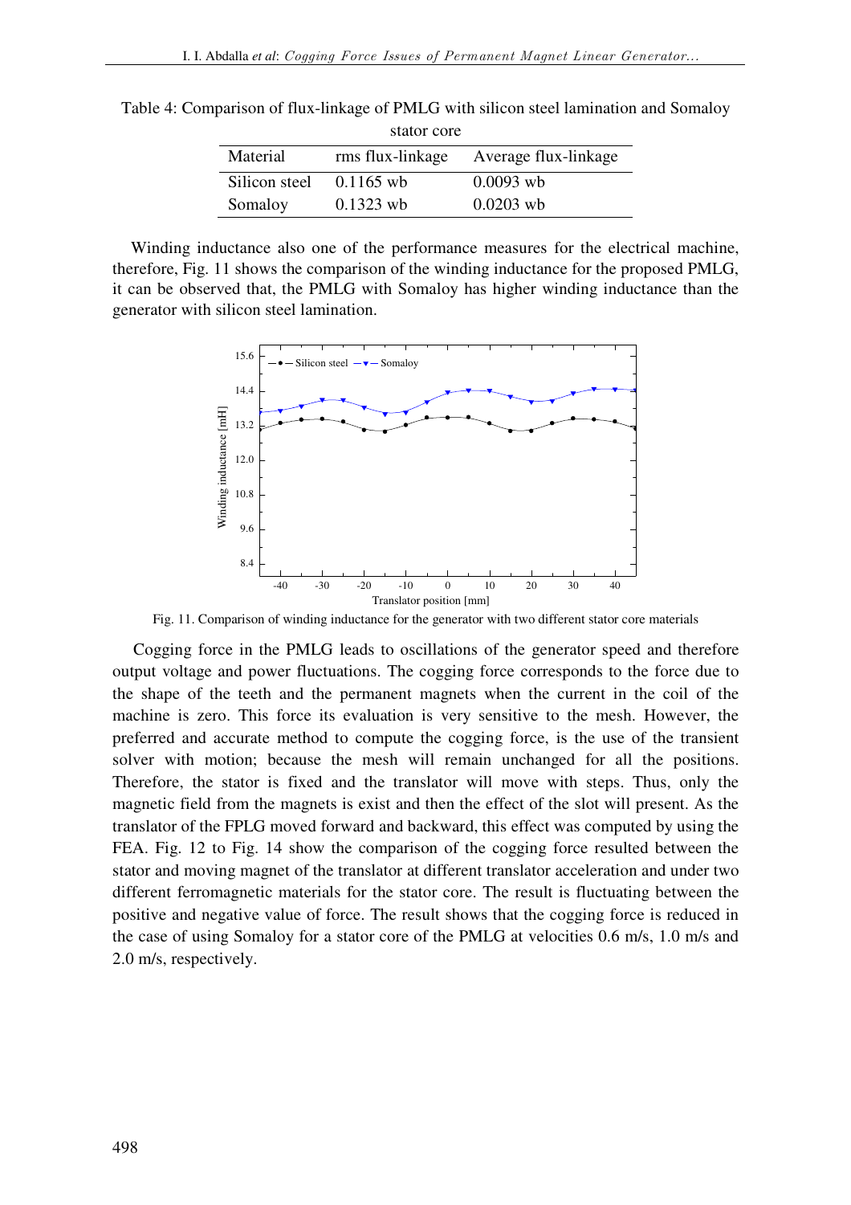Table 4: Comparison of flux-linkage of PMLG with silicon steel lamination and Somaloy stator core

| Material | rms flux-linkage | Average flux-linkage |
|---|---|---|
| Silicon steel | 0.1165 wb | 0.0093 wb |
| Somaloy | 0.1323 wb | 0.0203 wb |

Winding inductance also one of the performance measures for the electrical machine, therefore, Fig. 11 shows the comparison of the winding inductance for the proposed PMLG, it can be observed that, the PMLG with Somaloy has higher winding inductance than the generator with silicon steel lamination.

Fig. 11. Comparison of winding inductance for the generator with two different stator core materials

Cogging force in the PMLG leads to oscillations of the generator speed and therefore output voltage and power fluctuations. The cogging force corresponds to the force due to the shape of the teeth and the permanent magnets when the current in the coil of the machine is zero. This force its evaluation is very sensitive to the mesh. However, the preferred and accurate method to compute the cogging force, is the use of the transient solver with motion; because the mesh will remain unchanged for all the positions. Therefore, the stator is fixed and the translator will move with steps. Thus, only the magnetic field from the magnets is exist and then the effect of the slot will present. As the translator of the FPLG moved forward and backward, this effect was computed by using the FEA. Fig. 12 to Fig. 14 show the comparison of the cogging force resulted between the stator and moving magnet of the translator at different translator acceleration and under two different ferromagnetic materials for the stator core. The result is fluctuating between the positive and negative value of force. The result shows that the cogging force is reduced in the case of using Somaloy for a stator core of the PMLG at velocities 0.6 m/s, 1.0 m/s and 2.0 m/s, respectively.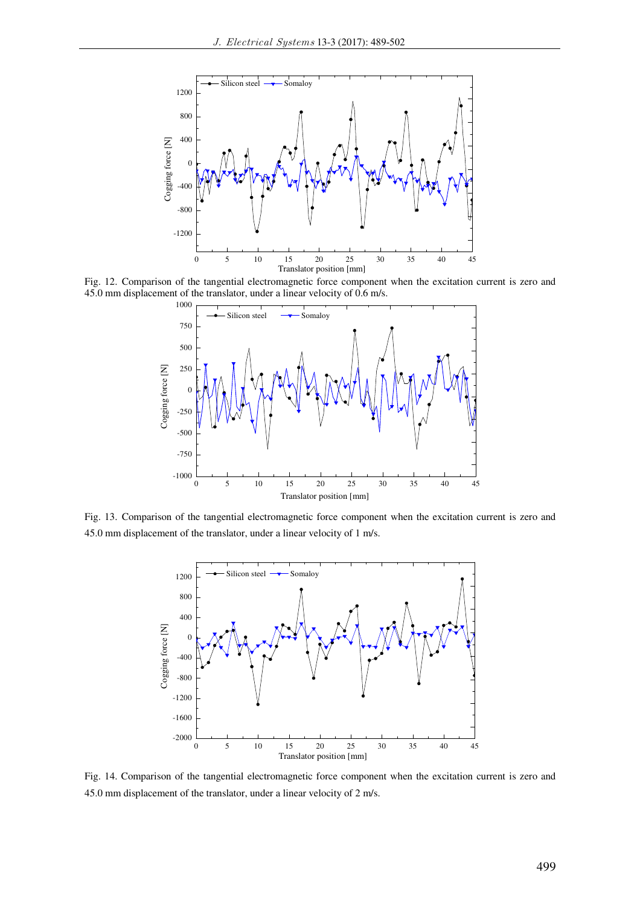Fig. 12. Comparison of the tangential electromagnetic force component when the excitation current is zero and 45.0 mm displacement of the translator, under a linear velocity of 0.6 m/s.

Fig. 13. Comparison of the tangential electromagnetic force component when the excitation current is zero and 45.0 mm displacement of the translator, under a linear velocity of 1 m/s.

Fig. 14. Comparison of the tangential electromagnetic force component when the excitation current is zero and 45.0 mm displacement of the translator, under a linear velocity of 2 m/s.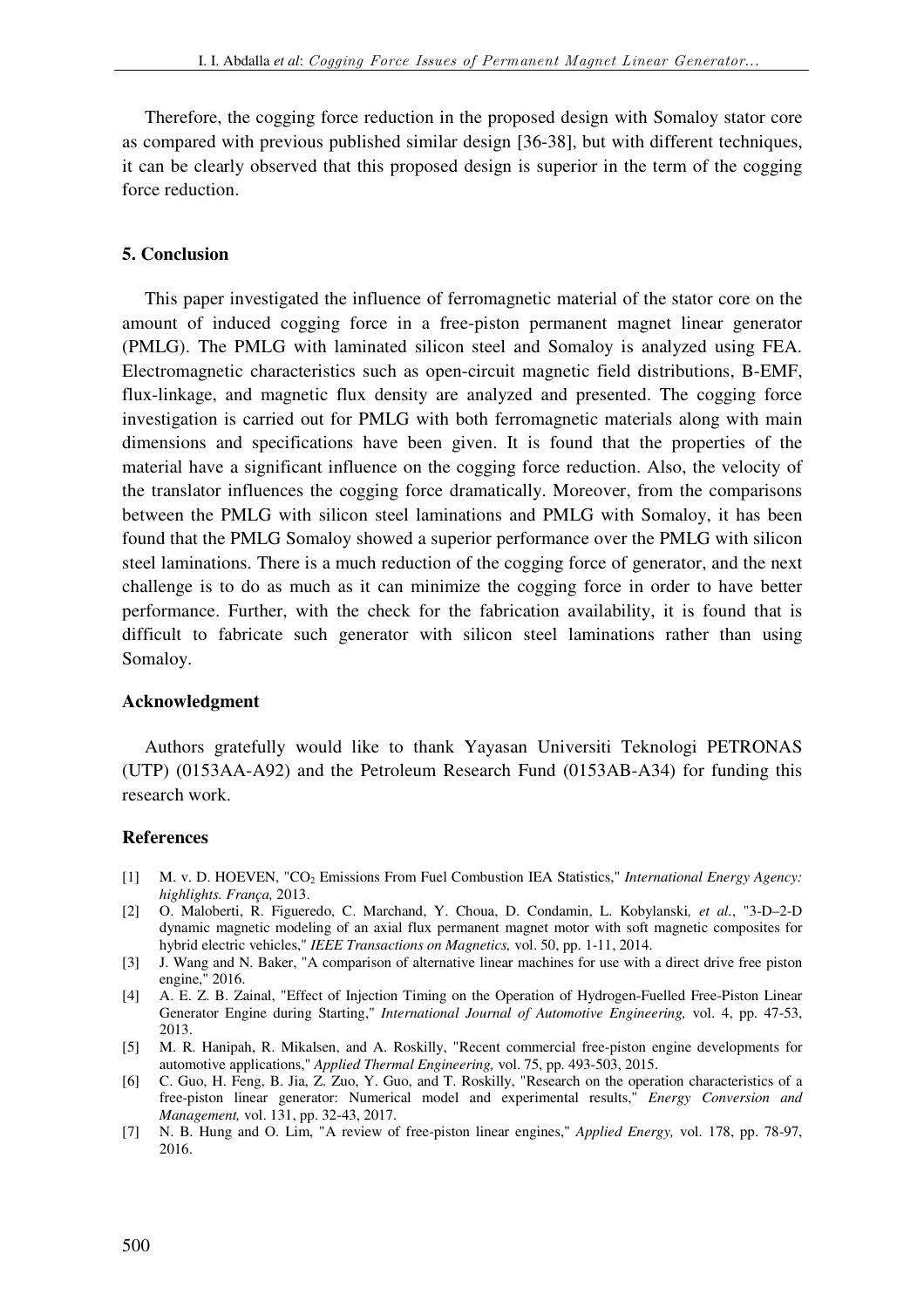Therefore, the cogging force reduction in the proposed design with Somaloy stator core as compared with previous published similar design [36-38], but with different techniques, it can be clearly observed that this proposed design is superior in the term of the cogging force reduction.

## 5. Conclusion

This paper investigated the influence of ferromagnetic material of the stator core on the amount of induced cogging force in a free-piston permanent magnet linear generator (PMLG). The PMLG with laminated silicon steel and Somaloy is analyzed using FEA. Electromagnetic characteristics such as open-circuit magnetic field distributions, B-EMF, flux-linkage, and magnetic flux density are analyzed and presented. The cogging force investigation is carried out for PMLG with both ferromagnetic materials along with main dimensions and specifications have been given. It is found that the properties of the material have a significant influence on the cogging force reduction. Also, the velocity of the translator influences the cogging force dramatically. Moreover, from the comparisons between the PMLG with silicon steel laminations and PMLG with Somaloy, it has been found that the PMLG Somaloy showed a superior performance over the PMLG with silicon steel laminations. There is a much reduction of the cogging force of generator, and the next challenge is to do as much as it can minimize the cogging force in order to have better performance. Further, with the check for the fabrication availability, it is found that is difficult to fabricate such generator with silicon steel laminations rather than using Somaloy.

### Acknowledgment

Authors gratefully would like to thank Yayasan Universiti Teknologi PETRONAS (UTP) (0153AA-A92) and the Petroleum Research Fund (0153AB-A34) for funding this research work.

### References

[1] M. v. D. HOEVEN, "$CO_2$ Emissions From Fuel Combustion IEA Statistics," *International Energy Agency: highlights. França,* 2013.

[2] O. Maloberti, R. Figueredo, C. Marchand, Y. Choua, D. Condamin, L. Kobylanski*, et al.*, "3-D–2-D dynamic magnetic modeling of an axial flux permanent magnet motor with soft magnetic composites for hybrid electric vehicles," *IEEE Transactions on Magnetics,* vol. 50, pp. 1-11, 2014.

[3] J. Wang and N. Baker, "A comparison of alternative linear machines for use with a direct drive free piston engine," 2016.

[4] A. E. Z. B. Zainal, "Effect of Injection Timing on the Operation of Hydrogen-Fuelled Free-Piston Linear Generator Engine during Starting," *International Journal of Automotive Engineering,* vol. 4, pp. 47-53, 2013.

[5] M. R. Hanipah, R. Mikalsen, and A. Roskilly, "Recent commercial free-piston engine developments for automotive applications," *Applied Thermal Engineering,* vol. 75, pp. 493-503, 2015.

[6] C. Guo, H. Feng, B. Jia, Z. Zuo, Y. Guo, and T. Roskilly, "Research on the operation characteristics of a free-piston linear generator: Numerical model and experimental results," *Energy Conversion and Management,* vol. 131, pp. 32-43, 2017.

[7] N. B. Hung and O. Lim, "A review of free-piston linear engines," *Applied Energy,* vol. 178, pp. 78-97, 2016.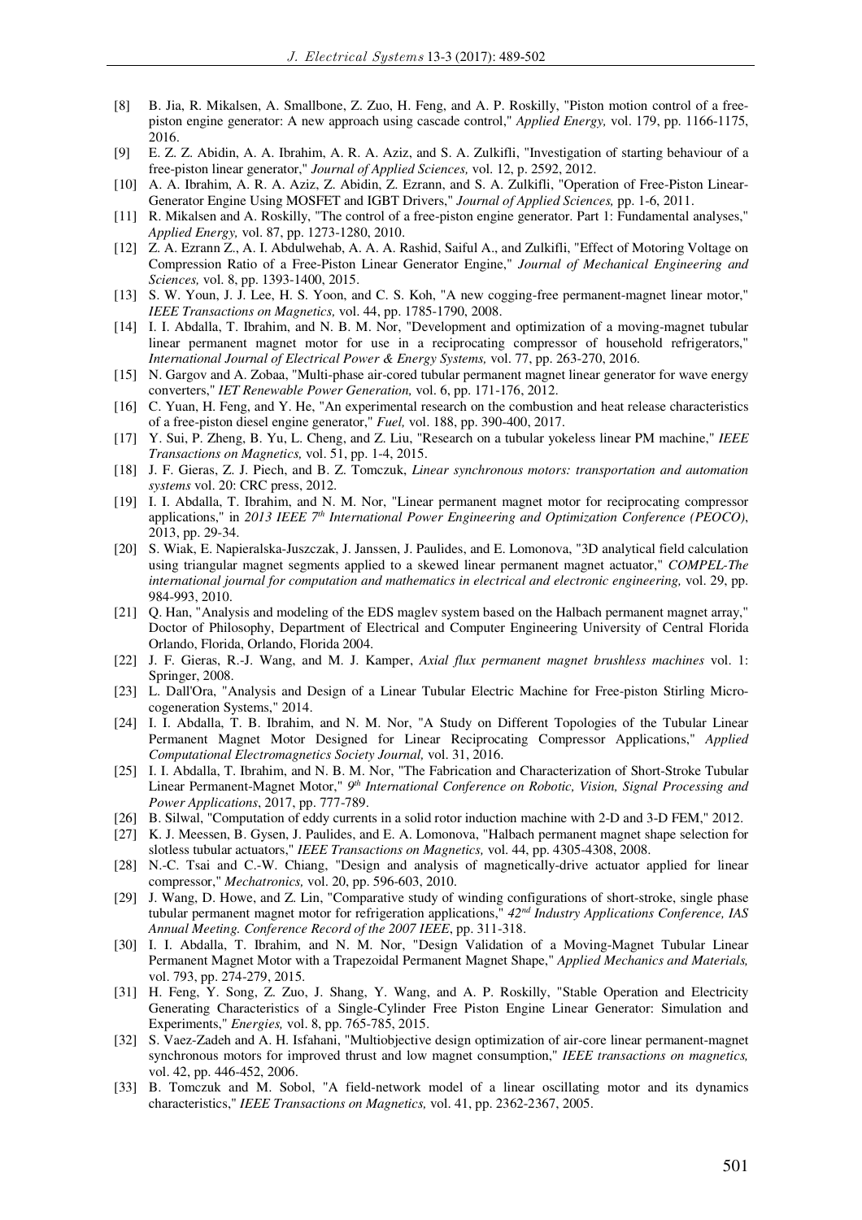[8] B. Jia, R. Mikalsen, A. Smallbone, Z. Zuo, H. Feng, and A. P. Roskilly, "Piston motion control of a free-piston engine generator: A new approach using cascade control," *Applied Energy,* vol. 179, pp. 1166-1175, 2016.

[9] E. Z. Z. Abidin, A. A. Ibrahim, A. R. A. Aziz, and S. A. Zulkifli, "Investigation of starting behaviour of a free-piston linear generator," *Journal of Applied Sciences,* vol. 12, p. 2592, 2012.

[10] A. A. Ibrahim, A. R. A. Aziz, Z. Abidin, Z. Ezrann, and S. A. Zulkifli, "Operation of Free-Piston Linear-Generator Engine Using MOSFET and IGBT Drivers," *Journal of Applied Sciences,* pp. 1-6, 2011.

[11] R. Mikalsen and A. Roskilly, "The control of a free-piston engine generator. Part 1: Fundamental analyses," *Applied Energy,* vol. 87, pp. 1273-1280, 2010.

[12] Z. A. Ezrann Z., A. I. Abdulwehab, A. A. A. Rashid, Saiful A., and Zulkifli, "Effect of Motoring Voltage on Compression Ratio of a Free-Piston Linear Generator Engine," *Journal of Mechanical Engineering and Sciences,* vol. 8, pp. 1393-1400, 2015.

[13] S. W. Youn, J. J. Lee, H. S. Yoon, and C. S. Koh, "A new cogging-free permanent-magnet linear motor," *IEEE Transactions on Magnetics,* vol. 44, pp. 1785-1790, 2008.

[14] I. I. Abdalla, T. Ibrahim, and N. B. M. Nor, "Development and optimization of a moving-magnet tubular linear permanent magnet motor for use in a reciprocating compressor of household refrigerators," *International Journal of Electrical Power & Energy Systems,* vol. 77, pp. 263-270, 2016.

[15] N. Gargov and A. Zobaa, "Multi-phase air-cored tubular permanent magnet linear generator for wave energy converters," *IET Renewable Power Generation,* vol. 6, pp. 171-176, 2012.

[16] C. Yuan, H. Feng, and Y. He, "An experimental research on the combustion and heat release characteristics of a free-piston diesel engine generator," *Fuel,* vol. 188, pp. 390-400, 2017.

[17] Y. Sui, P. Zheng, B. Yu, L. Cheng, and Z. Liu, "Research on a tubular yokeless linear PM machine," *IEEE Transactions on Magnetics,* vol. 51, pp. 1-4, 2015.

[18] J. F. Gieras, Z. J. Piech, and B. Z. Tomczuk, *Linear synchronous motors: transportation and automation systems* vol. 20: CRC press, 2012.

[19] I. I. Abdalla, T. Ibrahim, and N. M. Nor, "Linear permanent magnet motor for reciprocating compressor applications," in *2013 IEEE 7th International Power Engineering and Optimization Conference (PEOCO)*, 2013, pp. 29-34.

[20] S. Wiak, E. Napieralska-Juszczak, J. Janssen, J. Paulides, and E. Lomonova, "3D analytical field calculation using triangular magnet segments applied to a skewed linear permanent magnet actuator," *COMPEL-The international journal for computation and mathematics in electrical and electronic engineering,* vol. 29, pp. 984-993, 2010.

[21] Q. Han, "Analysis and modeling of the EDS maglev system based on the Halbach permanent magnet array," Doctor of Philosophy, Department of Electrical and Computer Engineering University of Central Florida Orlando, Florida, Orlando, Florida 2004.

[22] J. F. Gieras, R.-J. Wang, and M. J. Kamper, *Axial flux permanent magnet brushless machines* vol. 1: Springer, 2008.

[23] L. Dall'Ora, "Analysis and Design of a Linear Tubular Electric Machine for Free-piston Stirling Micro-cogeneration Systems," 2014.

[24] I. I. Abdalla, T. B. Ibrahim, and N. M. Nor, "A Study on Different Topologies of the Tubular Linear Permanent Magnet Motor Designed for Linear Reciprocating Compressor Applications," *Applied Computational Electromagnetics Society Journal,* vol. 31, 2016.

[25] I. I. Abdalla, T. Ibrahim, and N. B. M. Nor, "The Fabrication and Characterization of Short-Stroke Tubular Linear Permanent-Magnet Motor," *9th International Conference on Robotic, Vision, Signal Processing and Power Applications*, 2017, pp. 777-789.

[26] B. Silwal, "Computation of eddy currents in a solid rotor induction machine with 2-D and 3-D FEM," 2012.

[27] K. J. Meessen, B. Gysen, J. Paulides, and E. A. Lomonova, "Halbach permanent magnet shape selection for slotless tubular actuators," *IEEE Transactions on Magnetics,* vol. 44, pp. 4305-4308, 2008.

[28] N.-C. Tsai and C.-W. Chiang, "Design and analysis of magnetically-drive actuator applied for linear compressor," *Mechatronics,* vol. 20, pp. 596-603, 2010.

[29] J. Wang, D. Howe, and Z. Lin, "Comparative study of winding configurations of short-stroke, single phase tubular permanent magnet motor for refrigeration applications," *42nd Industry Applications Conference, IAS Annual Meeting. Conference Record of the 2007 IEEE*, pp. 311-318.

[30] I. I. Abdalla, T. Ibrahim, and N. M. Nor, "Design Validation of a Moving-Magnet Tubular Linear Permanent Magnet Motor with a Trapezoidal Permanent Magnet Shape," *Applied Mechanics and Materials,* vol. 793, pp. 274-279, 2015.

[31] H. Feng, Y. Song, Z. Zuo, J. Shang, Y. Wang, and A. P. Roskilly, "Stable Operation and Electricity Generating Characteristics of a Single-Cylinder Free Piston Engine Linear Generator: Simulation and Experiments," *Energies,* vol. 8, pp. 765-785, 2015.

[32] S. Vaez-Zadeh and A. H. Isfahani, "Multiobjective design optimization of air-core linear permanent-magnet synchronous motors for improved thrust and low magnet consumption," *IEEE transactions on magnetics,* vol. 42, pp. 446-452, 2006.

[33] B. Tomczuk and M. Sobol, "A field-network model of a linear oscillating motor and its dynamics characteristics," *IEEE Transactions on Magnetics,* vol. 41, pp. 2362-2367, 2005.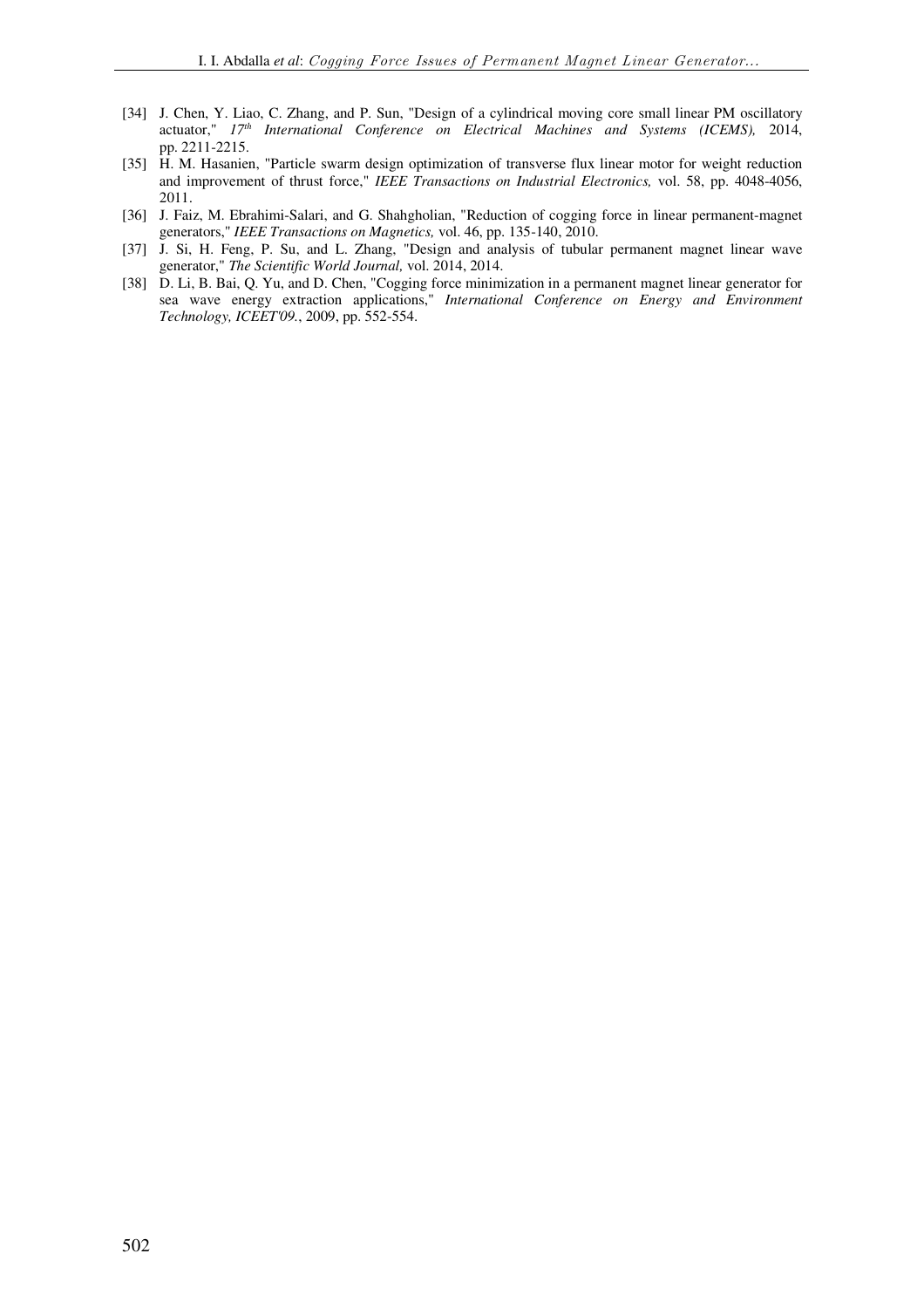[34] J. Chen, Y. Liao, C. Zhang, and P. Sun, "Design of a cylindrical moving core small linear PM oscillatory actuator," *17th International Conference on Electrical Machines and Systems (ICEMS),* 2014, pp. 2211-2215.

[35] H. M. Hasanien, "Particle swarm design optimization of transverse flux linear motor for weight reduction and improvement of thrust force," *IEEE Transactions on Industrial Electronics,* vol. 58, pp. 4048-4056, 2011.

[36] J. Faiz, M. Ebrahimi-Salari, and G. Shahgholian, "Reduction of cogging force in linear permanent-magnet generators," *IEEE Transactions on Magnetics,* vol. 46, pp. 135-140, 2010.

[37] J. Si, H. Feng, P. Su, and L. Zhang, "Design and analysis of tubular permanent magnet linear wave generator," *The Scientific World Journal,* vol. 2014, 2014.

[38] D. Li, B. Bai, Q. Yu, and D. Chen, "Cogging force minimization in a permanent magnet linear generator for sea wave energy extraction applications," *International Conference on Energy and Environment Technology, ICEET'09.*, 2009, pp. 552-554.